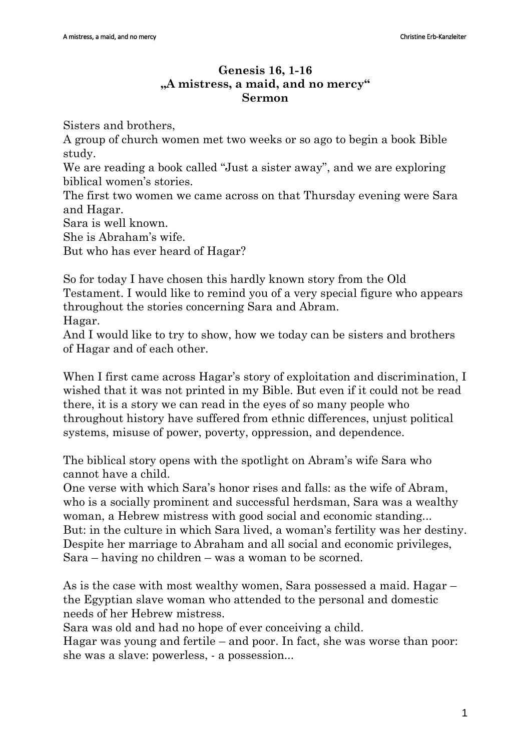# Genesis 16, 1-16
## „A mistress, a maid, and no mercy“
## Sermon

Sisters and brothers,
A group of church women met two weeks or so ago to begin a book Bible study.
We are reading a book called "Just a sister away", and we are exploring biblical women's stories.
The first two women we came across on that Thursday evening were Sara and Hagar.
Sara is well known.
She is Abraham's wife.
But who has ever heard of Hagar?

So for today I have chosen this hardly known story from the Old Testament. I would like to remind you of a very special figure who appears throughout the stories concerning Sara and Abram.
Hagar.
And I would like to try to show, how we today can be sisters and brothers of Hagar and of each other.

When I first came across Hagar's story of exploitation and discrimination, I wished that it was not printed in my Bible. But even if it could not be read there, it is a story we can read in the eyes of so many people who throughout history have suffered from ethnic differences, unjust political systems, misuse of power, poverty, oppression, and dependence.

The biblical story opens with the spotlight on Abram's wife Sara who cannot have a child.
One verse with which Sara's honor rises and falls: as the wife of Abram, who is a socially prominent and successful herdsman, Sara was a wealthy woman, a Hebrew mistress with good social and economic standing...
But: in the culture in which Sara lived, a woman's fertility was her destiny. Despite her marriage to Abraham and all social and economic privileges, Sara – having no children – was a woman to be scorned.

As is the case with most wealthy women, Sara possessed a maid. Hagar – the Egyptian slave woman who attended to the personal and domestic needs of her Hebrew mistress.
Sara was old and had no hope of ever conceiving a child.
Hagar was young and fertile – and poor. In fact, she was worse than poor: she was a slave: powerless, - a possession...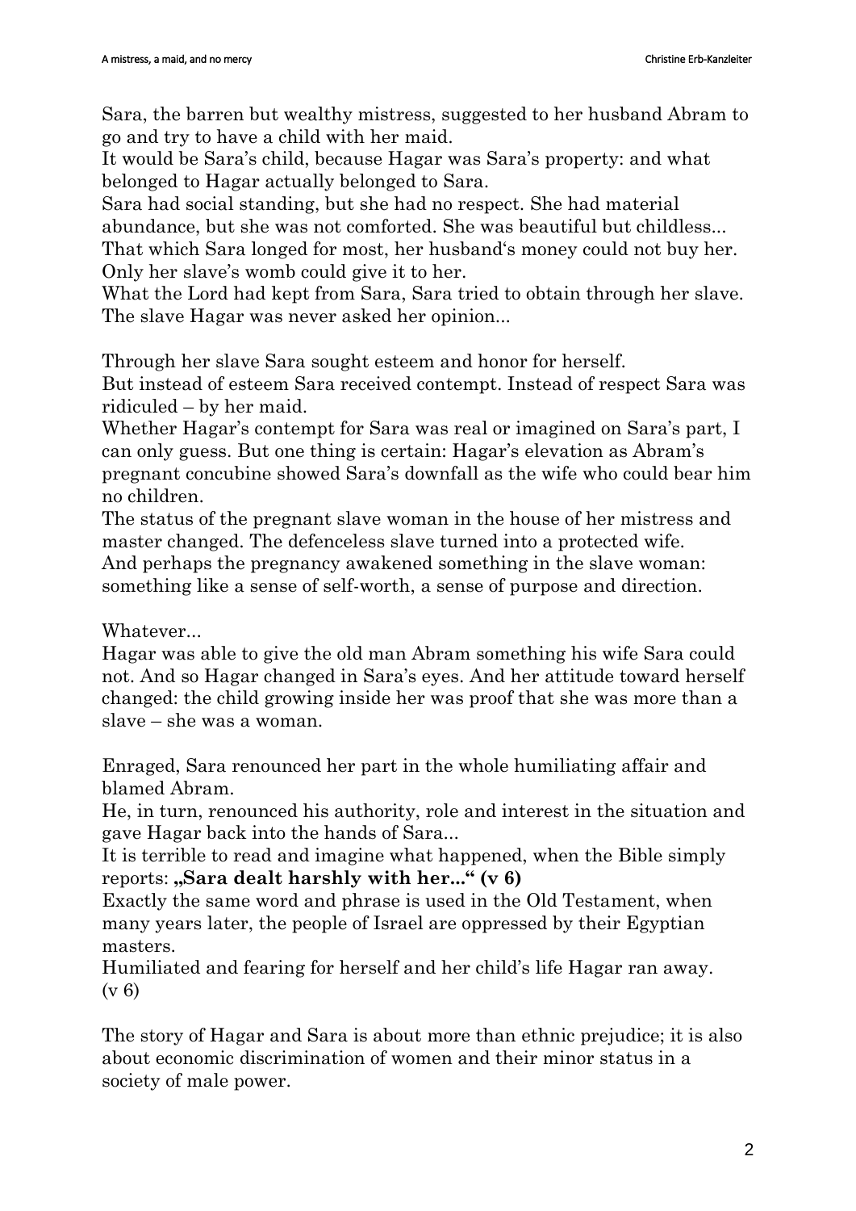Sara, the barren but wealthy mistress, suggested to her husband Abram to go and try to have a child with her maid.
It would be Sara's child, because Hagar was Sara's property: and what belonged to Hagar actually belonged to Sara.
Sara had social standing, but she had no respect. She had material abundance, but she was not comforted. She was beautiful but childless...
That which Sara longed for most, her husband's money could not buy her. Only her slave's womb could give it to her.
What the Lord had kept from Sara, Sara tried to obtain through her slave.
The slave Hagar was never asked her opinion...

Through her slave Sara sought esteem and honor for herself.
But instead of esteem Sara received contempt. Instead of respect Sara was ridiculed – by her maid.
Whether Hagar's contempt for Sara was real or imagined on Sara's part, I can only guess. But one thing is certain: Hagar's elevation as Abram's pregnant concubine showed Sara's downfall as the wife who could bear him no children.
The status of the pregnant slave woman in the house of her mistress and master changed. The defenceless slave turned into a protected wife.
And perhaps the pregnancy awakened something in the slave woman: something like a sense of self-worth, a sense of purpose and direction.

Whatever...
Hagar was able to give the old man Abram something his wife Sara could not. And so Hagar changed in Sara's eyes. And her attitude toward herself changed: the child growing inside her was proof that she was more than a slave – she was a woman.

Enraged, Sara renounced her part in the whole humiliating affair and blamed Abram.
He, in turn, renounced his authority, role and interest in the situation and gave Hagar back into the hands of Sara...
It is terrible to read and imagine what happened, when the Bible simply reports: **„Sara dealt harshly with her..." (v 6)**
Exactly the same word and phrase is used in the Old Testament, when many years later, the people of Israel are oppressed by their Egyptian masters.
Humiliated and fearing for herself and her child's life Hagar ran away. (v 6)

The story of Hagar and Sara is about more than ethnic prejudice; it is also about economic discrimination of women and their minor status in a society of male power.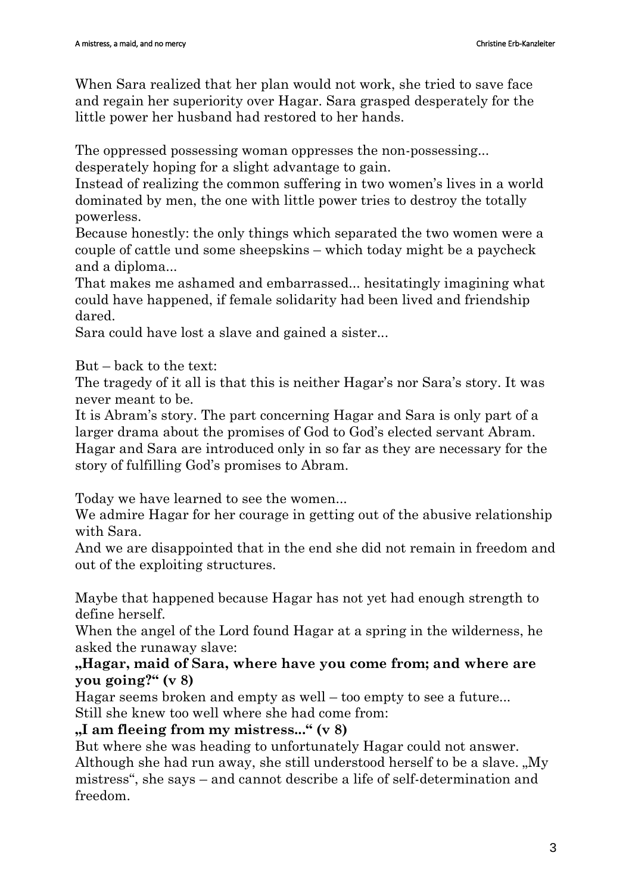When Sara realized that her plan would not work, she tried to save face and regain her superiority over Hagar. Sara grasped desperately for the little power her husband had restored to her hands.

The oppressed possessing woman oppresses the non-possessing... desperately hoping for a slight advantage to gain.
Instead of realizing the common suffering in two women's lives in a world dominated by men, the one with little power tries to destroy the totally powerless.
Because honestly: the only things which separated the two women were a couple of cattle und some sheepskins – which today might be a paycheck and a diploma...
That makes me ashamed and embarrassed... hesitatingly imagining what could have happened, if female solidarity had been lived and friendship dared.
Sara could have lost a slave and gained a sister...

But – back to the text:
The tragedy of it all is that this is neither Hagar's nor Sara's story. It was never meant to be.
It is Abram's story. The part concerning Hagar and Sara is only part of a larger drama about the promises of God to God's elected servant Abram. Hagar and Sara are introduced only in so far as they are necessary for the story of fulfilling God's promises to Abram.

Today we have learned to see the women...
We admire Hagar for her courage in getting out of the abusive relationship with Sara.
And we are disappointed that in the end she did not remain in freedom and out of the exploiting structures.

Maybe that happened because Hagar has not yet had enough strength to define herself.
When the angel of the Lord found Hagar at a spring in the wilderness, he asked the runaway slave:
**„Hagar, maid of Sara, where have you come from; and where are you going?“ (v 8)**
Hagar seems broken and empty as well – too empty to see a future...
Still she knew too well where she had come from:
**„I am fleeing from my mistress...“ (v 8)**
But where she was heading to unfortunately Hagar could not answer. Although she had run away, she still understood herself to be a slave. „My mistress“, she says – and cannot describe a life of self-determination and freedom.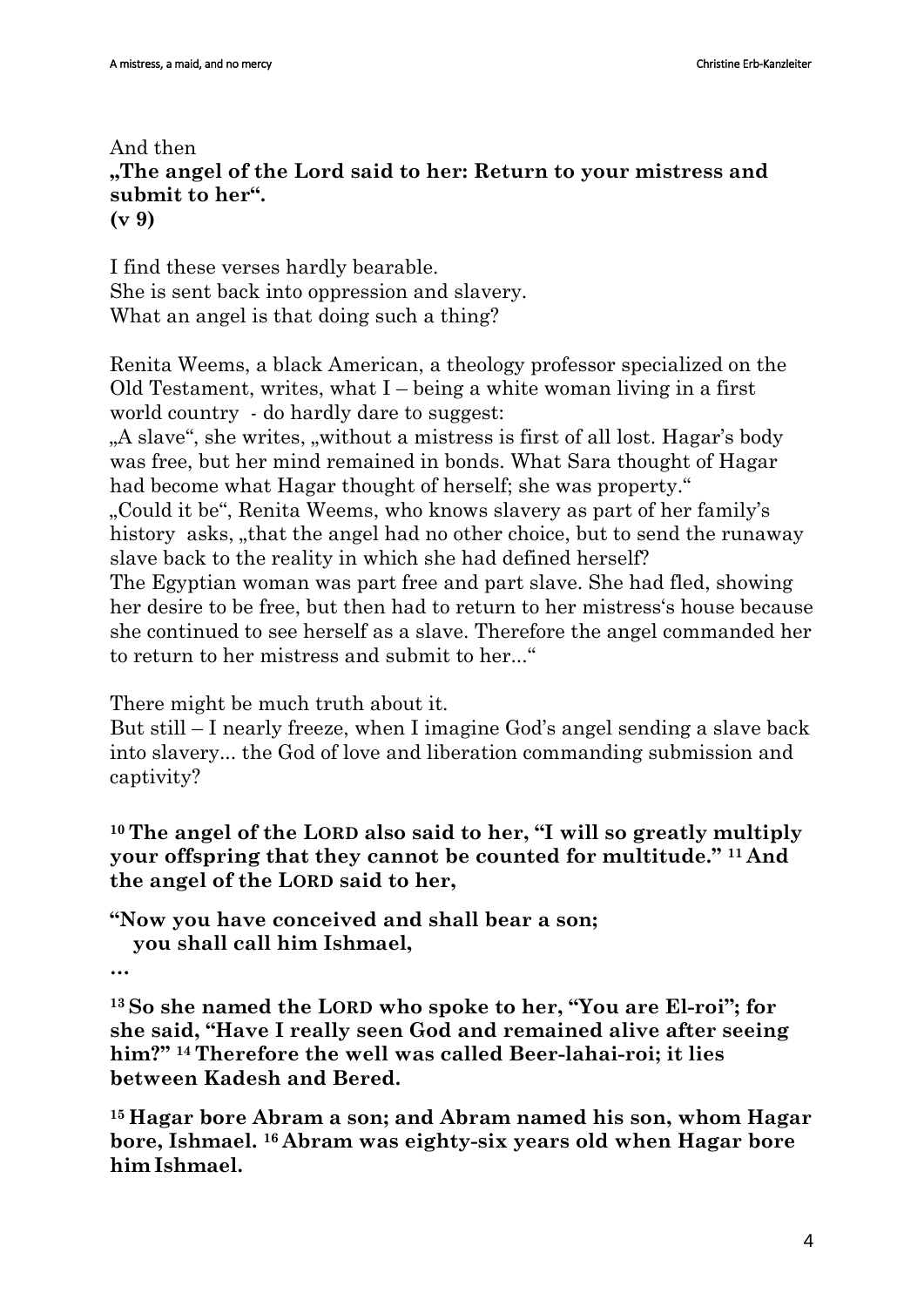And then
**„The angel of the Lord said to her: Return to your mistress and submit to her“.**
**(v 9)**

I find these verses hardly bearable.
She is sent back into oppression and slavery.
What an angel is that doing such a thing?

Renita Weems, a black American, a theology professor specialized on the Old Testament, writes, what I – being a white woman living in a first world country - do hardly dare to suggest:
„A slave“, she writes, „without a mistress is first of all lost. Hagar's body was free, but her mind remained in bonds. What Sara thought of Hagar had become what Hagar thought of herself; she was property.“
„Could it be“, Renita Weems, who knows slavery as part of her family's history asks, „that the angel had no other choice, but to send the runaway slave back to the reality in which she had defined herself?
The Egyptian woman was part free and part slave. She had fled, showing her desire to be free, but then had to return to her mistress's house because she continued to see herself as a slave. Therefore the angel commanded her to return to her mistress and submit to her...“

There might be much truth about it.
But still – I nearly freeze, when I imagine God's angel sending a slave back into slavery... the God of love and liberation commanding submission and captivity?

**[10] The angel of the LORD also said to her, "I will so greatly multiply your offspring that they cannot be counted for multitude." [11] And the angel of the LORD said to her,**

**"Now you have conceived and shall bear a son;
you shall call him Ishmael,**

**…**

**[13] So she named the LORD who spoke to her, "You are El-roi"; for she said, "Have I really seen God and remained alive after seeing him?" [14] Therefore the well was called Beer-lahai-roi; it lies between Kadesh and Bered.**

**[15] Hagar bore Abram a son; and Abram named his son, whom Hagar bore, Ishmael. [16] Abram was eighty-six years old when Hagar bore him Ishmael.**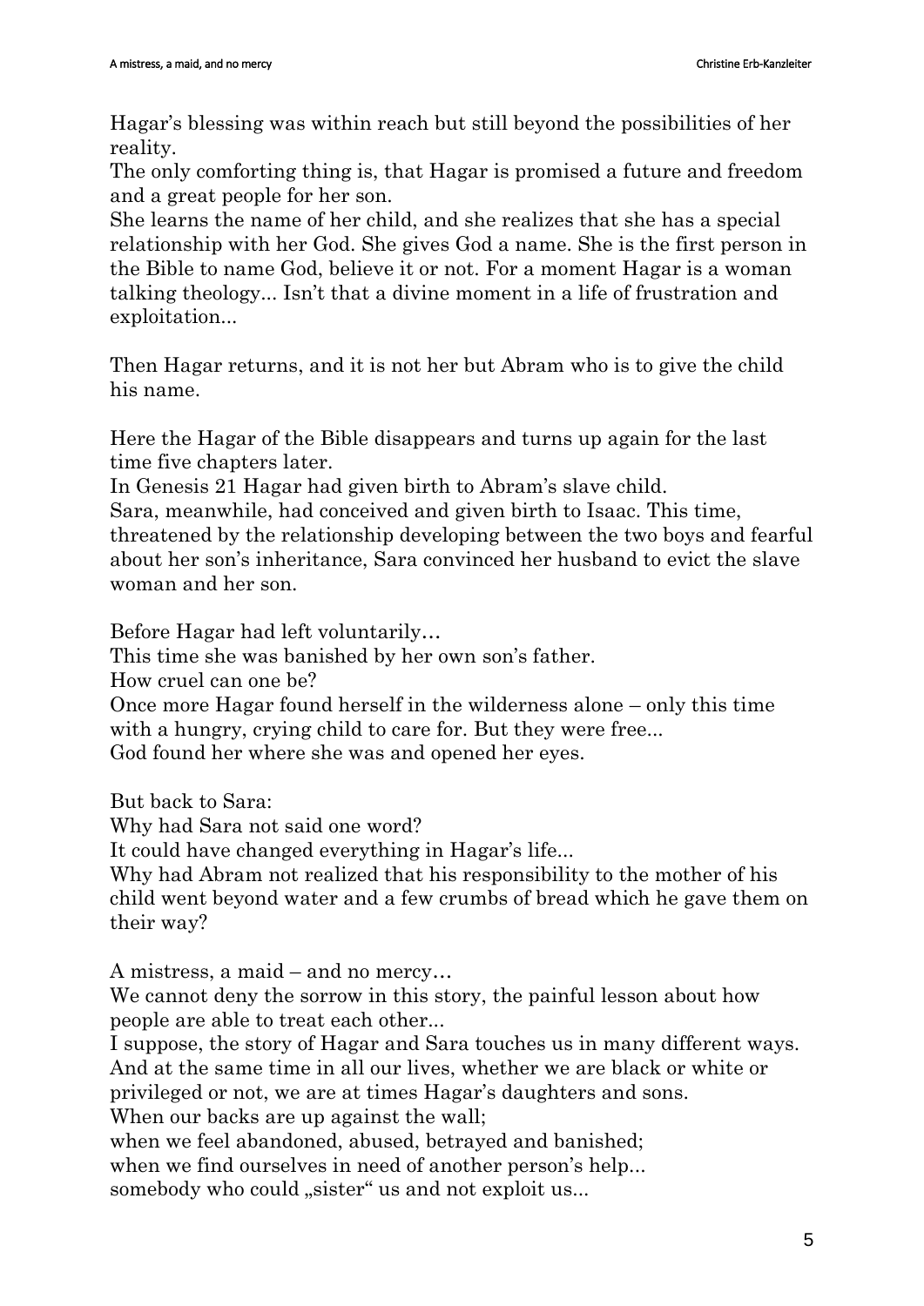Hagar's blessing was within reach but still beyond the possibilities of her reality.
The only comforting thing is, that Hagar is promised a future and freedom and a great people for her son.
She learns the name of her child, and she realizes that she has a special relationship with her God. She gives God a name. She is the first person in the Bible to name God, believe it or not. For a moment Hagar is a woman talking theology... Isn't that a divine moment in a life of frustration and exploitation...

Then Hagar returns, and it is not her but Abram who is to give the child his name.

Here the Hagar of the Bible disappears and turns up again for the last time five chapters later.
In Genesis 21 Hagar had given birth to Abram's slave child.
Sara, meanwhile, had conceived and given birth to Isaac. This time, threatened by the relationship developing between the two boys and fearful about her son's inheritance, Sara convinced her husband to evict the slave woman and her son.

Before Hagar had left voluntarily…
This time she was banished by her own son's father.
How cruel can one be?
Once more Hagar found herself in the wilderness alone – only this time with a hungry, crying child to care for. But they were free...
God found her where she was and opened her eyes.

But back to Sara:
Why had Sara not said one word?
It could have changed everything in Hagar's life...
Why had Abram not realized that his responsibility to the mother of his child went beyond water and a few crumbs of bread which he gave them on their way?

A mistress, a maid – and no mercy…
We cannot deny the sorrow in this story, the painful lesson about how people are able to treat each other...
I suppose, the story of Hagar and Sara touches us in many different ways. And at the same time in all our lives, whether we are black or white or privileged or not, we are at times Hagar's daughters and sons.
When our backs are up against the wall;
when we feel abandoned, abused, betrayed and banished;
when we find ourselves in need of another person's help...
somebody who could „sister" us and not exploit us...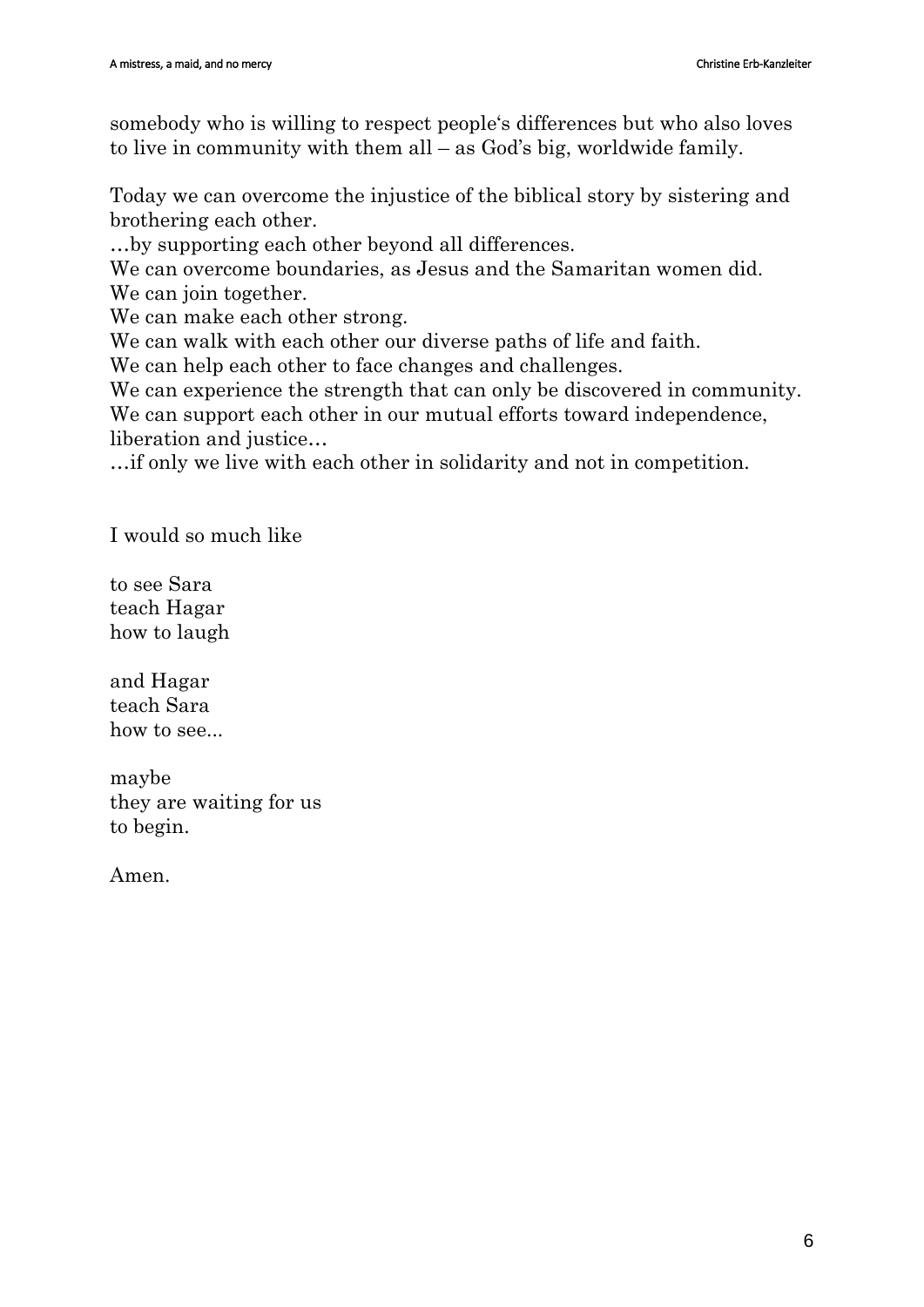somebody who is willing to respect people's differences but who also loves to live in community with them all – as God's big, worldwide family.

Today we can overcome the injustice of the biblical story by sistering and brothering each other.
…by supporting each other beyond all differences.
We can overcome boundaries, as Jesus and the Samaritan women did.
We can join together.
We can make each other strong.
We can walk with each other our diverse paths of life and faith.
We can help each other to face changes and challenges.
We can experience the strength that can only be discovered in community.
We can support each other in our mutual efforts toward independence, liberation and justice…
…if only we live with each other in solidarity and not in competition.

I would so much like

to see Sara
teach Hagar
how to laugh

and Hagar
teach Sara
how to see...

maybe
they are waiting for us
to begin.

Amen.